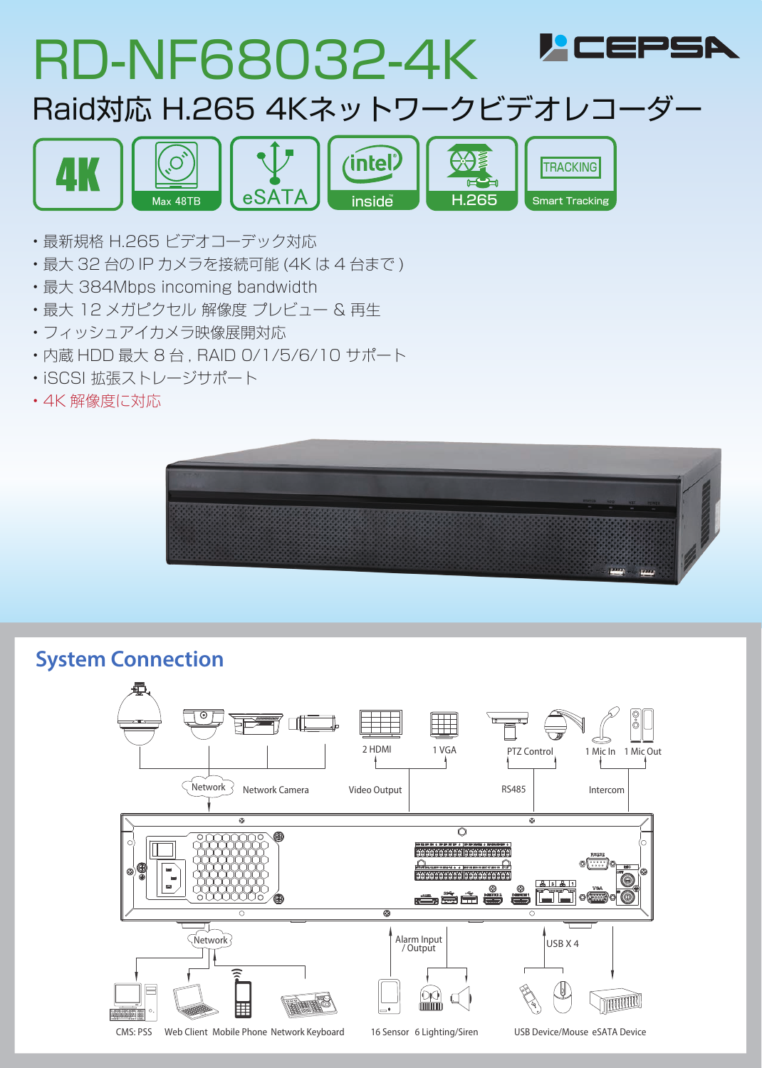# RD-NF68032-4K

CEPSA

## Raid対応 H.265 4Kネットワークビデオレコーダー

4K | Max 48TB | eSATA | intel inside | H.265 | TRACKING Smart Tracking

- 最新規格 H.265 ビデオコーデック対応
- 最大 32 台の IP カメラを接続可能 (4K は 4 台まで )
- 最大 384Mbps incoming bandwidth
- 最大 12 メガピクセル 解像度 プレビュー & 再生
- フィッシュアイカメラ映像展開対応
- 内蔵 HDD 最大 8 台 , RAID 0/1/5/6/10 サポート
- iSCSI 拡張ストレージサポート
- 4K 解像度に対応

## System Connection

Network / Network Camera

2 HDMI / 1 VGA / Video Output

PTZ Control / RS485

1 Mic In / 1 Mic Out / Intercom

Network

CMS: PSS / Web Client / Mobile Phone / Network Keyboard

Alarm Input / Output

16 Sensor / 6 Lighting/Siren

USB X 4

USB Device/Mouse / eSATA Device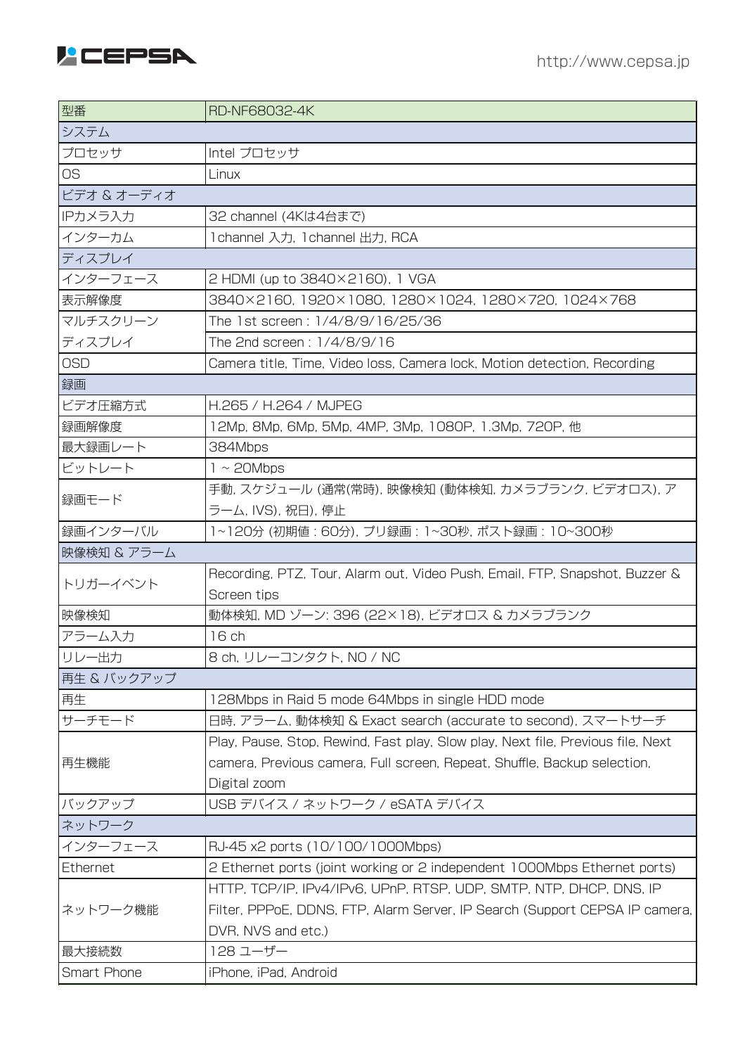| 型番 | RD-NF68032-4K |
|---|---|
| システム | |
| プロセッサ | Intel プロセッサ |
| OS | Linux |
| ビデオ & オーディオ | |
| IPカメラ入力 | 32 channel (4Kは4台まで) |
| インターカム | 1channel 入力, 1channel 出力, RCA |
| ディスプレイ | |
| インターフェース | 2 HDMI (up to 3840×2160), 1 VGA |
| 表示解像度 | 3840×2160, 1920×1080, 1280×1024, 1280×720, 1024×768 |
| マルチスクリーン | The 1st screen : 1/4/8/9/16/25/36 |
| ディスプレイ | The 2nd screen : 1/4/8/9/16 |
| OSD | Camera title, Time, Video loss, Camera lock, Motion detection, Recording |
| 録画 | |
| ビデオ圧縮方式 | H.265 / H.264 / MJPEG |
| 録画解像度 | 12Mp, 8Mp, 6Mp, 5Mp, 4MP, 3Mp, 1080P, 1.3Mp, 720P, 他 |
| 最大録画レート | 384Mbps |
| ビットレート | 1 ~ 20Mbps |
| 録画モード | 手動, スケジュール (通常(常時), 映像検知 (動体検知, カメラブランク, ビデオロス), アラーム, IVS), 祝日), 停止 |
| 録画インターバル | 1~120分 (初期値 : 60分), プリ録画 : 1~30秒, ポスト録画 : 10~300秒 |
| 映像検知 & アラーム | |
| トリガーイベント | Recording, PTZ, Tour, Alarm out, Video Push, Email, FTP, Snapshot, Buzzer & Screen tips |
| 映像検知 | 動体検知, MD ゾーン: 396 (22×18), ビデオロス & カメラブランク |
| アラーム入力 | 16 ch |
| リレー出力 | 8 ch, リレーコンタクト, NO / NC |
| 再生 & バックアップ | |
| 再生 | 128Mbps in Raid 5 mode 64Mbps in single HDD mode |
| サーチモード | 日時, アラーム, 動体検知 & Exact search (accurate to second), スマートサーチ |
| 再生機能 | Play, Pause, Stop, Rewind, Fast play, Slow play, Next file, Previous file, Next camera, Previous camera, Full screen, Repeat, Shuffle, Backup selection, Digital zoom |
| バックアップ | USB デバイス / ネットワーク / eSATA デバイス |
| ネットワーク | |
| インターフェース | RJ-45 x2 ports (10/100/1000Mbps) |
| Ethernet | 2 Ethernet ports (joint working or 2 independent 1000Mbps Ethernet ports) |
| ネットワーク機能 | HTTP, TCP/IP, IPv4/IPv6, UPnP, RTSP, UDP, SMTP, NTP, DHCP, DNS, IP Filter, PPPoE, DDNS, FTP, Alarm Server, IP Search (Support CEPSA IP camera, DVR, NVS and etc.) |
| 最大接続数 | 128 ユーザー |
| Smart Phone | iPhone, iPad, Android |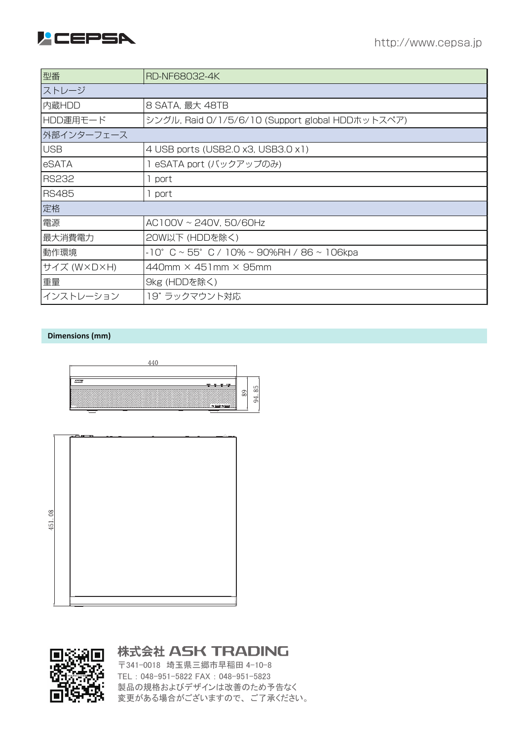| 型番 | RD-NF68032-4K |
|---|---|
| ストレージ | |
| 内蔵HDD | 8 SATA, 最大 48TB |
| HDD運用モード | シングル, Raid 0/1/5/6/10 (Support global HDDホットスペア) |
| 外部インターフェース | |
| USB | 4 USB ports (USB2.0 x3, USB3.0 x1) |
| eSATA | 1 eSATA port (バックアップのみ) |
| RS232 | 1 port |
| RS485 | 1 port |
| 定格 | |
| 電源 | AC100V ~ 240V, 50/60Hz |
| 最大消費電力 | 20W以下 (HDDを除く) |
| 動作環境 | -10° C ~ 55° C / 10% ~ 90%RH / 86 ~ 106kpa |
| サイズ (W×D×H) | 440mm × 451mm × 95mm |
| 重量 | 9kg (HDDを除く) |
| インストレーション | 19" ラックマウント対応 |

**Dimensions (mm)**

440

89

94.85

451.08

**株式会社 ASK TRADING**

〒341-0018 埼玉県三郷市早稲田 4-10-8

TEL：048-951-5822 FAX：048-951-5823

製品の規格およびデザインは改善のため予告なく

変更がある場合がございますので、ご了承ください。